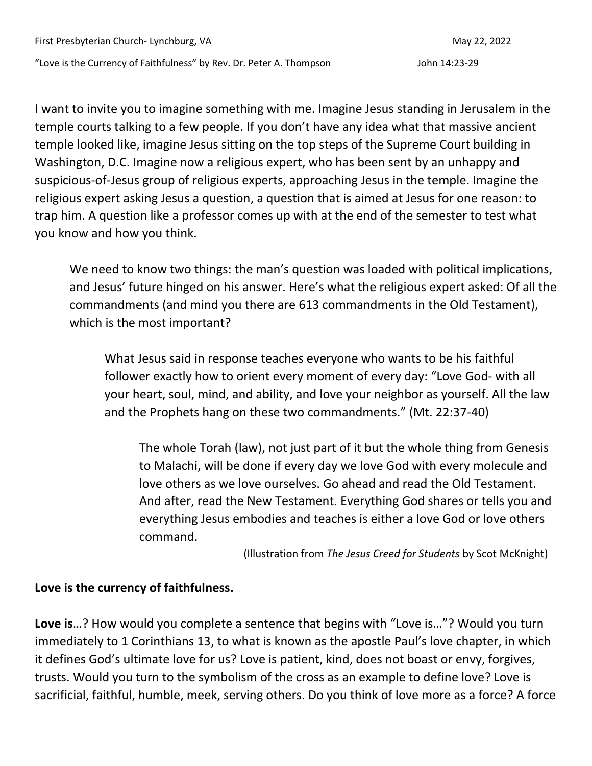First Presbyterian Church- Lynchburg, VA May 22, 2022

"Love is the Currency of Faithfulness" by Rev. Dr. Peter A. Thompson John 14:23-29

I want to invite you to imagine something with me. Imagine Jesus standing in Jerusalem in the temple courts talking to a few people. If you don't have any idea what that massive ancient temple looked like, imagine Jesus sitting on the top steps of the Supreme Court building in Washington, D.C. Imagine now a religious expert, who has been sent by an unhappy and suspicious-of-Jesus group of religious experts, approaching Jesus in the temple. Imagine the religious expert asking Jesus a question, a question that is aimed at Jesus for one reason: to trap him. A question like a professor comes up with at the end of the semester to test what you know and how you think.

> We need to know two things: the man's question was loaded with political implications, and Jesus' future hinged on his answer. Here's what the religious expert asked: Of all the commandments (and mind you there are 613 commandments in the Old Testament), which is the most important?
>
> > What Jesus said in response teaches everyone who wants to be his faithful follower exactly how to orient every moment of every day: "Love God- with all your heart, soul, mind, and ability, and love your neighbor as yourself. All the law and the Prophets hang on these two commandments." (Mt. 22:37-40)
> >
> > > The whole Torah (law), not just part of it but the whole thing from Genesis to Malachi, will be done if every day we love God with every molecule and love others as we love ourselves. Go ahead and read the Old Testament. And after, read the New Testament. Everything God shares or tells you and everything Jesus embodies and teaches is either a love God or love others command.
> > >
> > > (Illustration from *The Jesus Creed for Students* by Scot McKnight)

**Love is the currency of faithfulness.**

**Love is**…? How would you complete a sentence that begins with "Love is…"? Would you turn immediately to 1 Corinthians 13, to what is known as the apostle Paul's love chapter, in which it defines God's ultimate love for us? Love is patient, kind, does not boast or envy, forgives, trusts. Would you turn to the symbolism of the cross as an example to define love? Love is sacrificial, faithful, humble, meek, serving others. Do you think of love more as a force? A force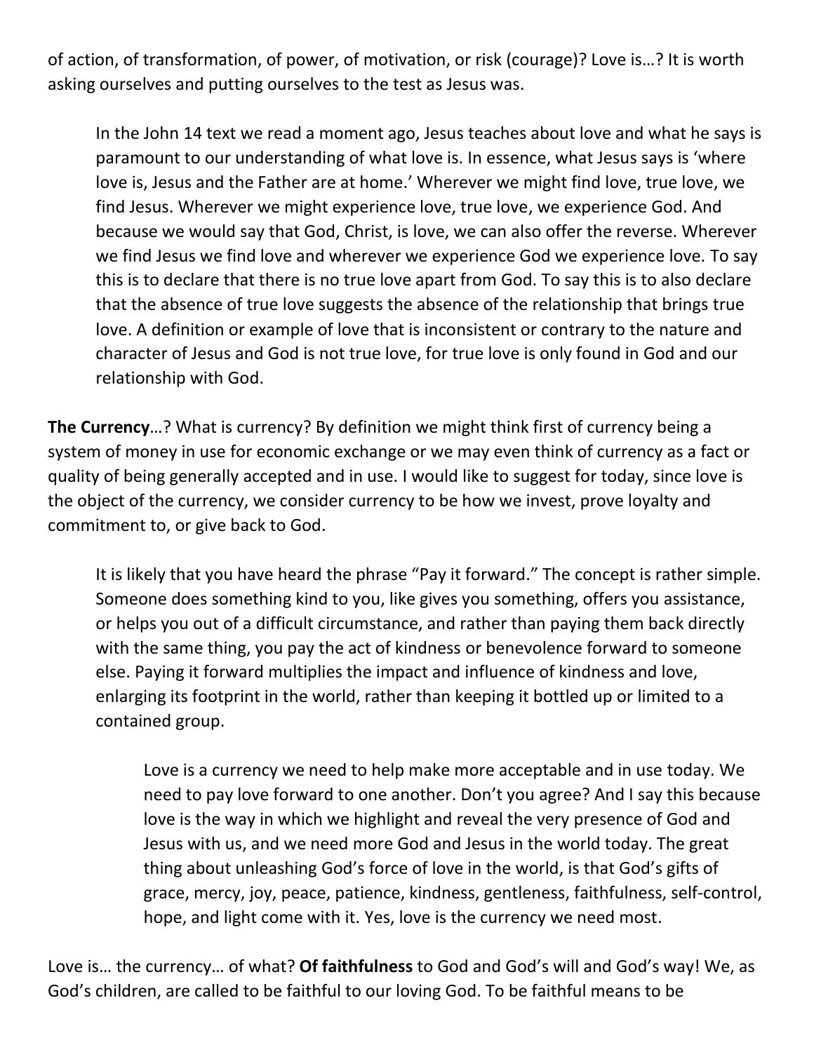of action, of transformation, of power, of motivation, or risk (courage)? Love is…? It is worth asking ourselves and putting ourselves to the test as Jesus was.

> In the John 14 text we read a moment ago, Jesus teaches about love and what he says is paramount to our understanding of what love is. In essence, what Jesus says is 'where love is, Jesus and the Father are at home.' Wherever we might find love, true love, we find Jesus. Wherever we might experience love, true love, we experience God. And because we would say that God, Christ, is love, we can also offer the reverse. Wherever we find Jesus we find love and wherever we experience God we experience love. To say this is to declare that there is no true love apart from God. To say this is to also declare that the absence of true love suggests the absence of the relationship that brings true love. A definition or example of love that is inconsistent or contrary to the nature and character of Jesus and God is not true love, for true love is only found in God and our relationship with God.

**The Currency**…? What is currency? By definition we might think first of currency being a system of money in use for economic exchange or we may even think of currency as a fact or quality of being generally accepted and in use. I would like to suggest for today, since love is the object of the currency, we consider currency to be how we invest, prove loyalty and commitment to, or give back to God.

> It is likely that you have heard the phrase "Pay it forward." The concept is rather simple. Someone does something kind to you, like gives you something, offers you assistance, or helps you out of a difficult circumstance, and rather than paying them back directly with the same thing, you pay the act of kindness or benevolence forward to someone else. Paying it forward multiplies the impact and influence of kindness and love, enlarging its footprint in the world, rather than keeping it bottled up or limited to a contained group.
>
>> Love is a currency we need to help make more acceptable and in use today. We need to pay love forward to one another. Don't you agree? And I say this because love is the way in which we highlight and reveal the very presence of God and Jesus with us, and we need more God and Jesus in the world today. The great thing about unleashing God's force of love in the world, is that God's gifts of grace, mercy, joy, peace, patience, kindness, gentleness, faithfulness, self-control, hope, and light come with it. Yes, love is the currency we need most.

Love is… the currency… of what? **Of faithfulness** to God and God's will and God's way! We, as God's children, are called to be faithful to our loving God. To be faithful means to be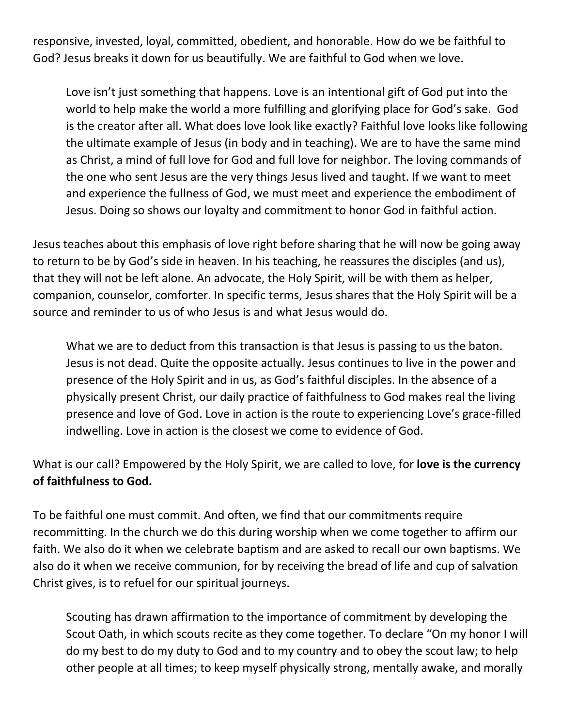responsive, invested, loyal, committed, obedient, and honorable. How do we be faithful to God? Jesus breaks it down for us beautifully. We are faithful to God when we love.

> Love isn't just something that happens. Love is an intentional gift of God put into the world to help make the world a more fulfilling and glorifying place for God's sake. God is the creator after all. What does love look like exactly? Faithful love looks like following the ultimate example of Jesus (in body and in teaching). We are to have the same mind as Christ, a mind of full love for God and full love for neighbor. The loving commands of the one who sent Jesus are the very things Jesus lived and taught. If we want to meet and experience the fullness of God, we must meet and experience the embodiment of Jesus. Doing so shows our loyalty and commitment to honor God in faithful action.

Jesus teaches about this emphasis of love right before sharing that he will now be going away to return to be by God's side in heaven. In his teaching, he reassures the disciples (and us), that they will not be left alone. An advocate, the Holy Spirit, will be with them as helper, companion, counselor, comforter. In specific terms, Jesus shares that the Holy Spirit will be a source and reminder to us of who Jesus is and what Jesus would do.

> What we are to deduct from this transaction is that Jesus is passing to us the baton. Jesus is not dead. Quite the opposite actually. Jesus continues to live in the power and presence of the Holy Spirit and in us, as God's faithful disciples. In the absence of a physically present Christ, our daily practice of faithfulness to God makes real the living presence and love of God. Love in action is the route to experiencing Love's grace-filled indwelling. Love in action is the closest we come to evidence of God.

What is our call? Empowered by the Holy Spirit, we are called to love, for **love is the currency of faithfulness to God.**

To be faithful one must commit. And often, we find that our commitments require recommitting. In the church we do this during worship when we come together to affirm our faith. We also do it when we celebrate baptism and are asked to recall our own baptisms. We also do it when we receive communion, for by receiving the bread of life and cup of salvation Christ gives, is to refuel for our spiritual journeys.

> Scouting has drawn affirmation to the importance of commitment by developing the Scout Oath, in which scouts recite as they come together. To declare "On my honor I will do my best to do my duty to God and to my country and to obey the scout law; to help other people at all times; to keep myself physically strong, mentally awake, and morally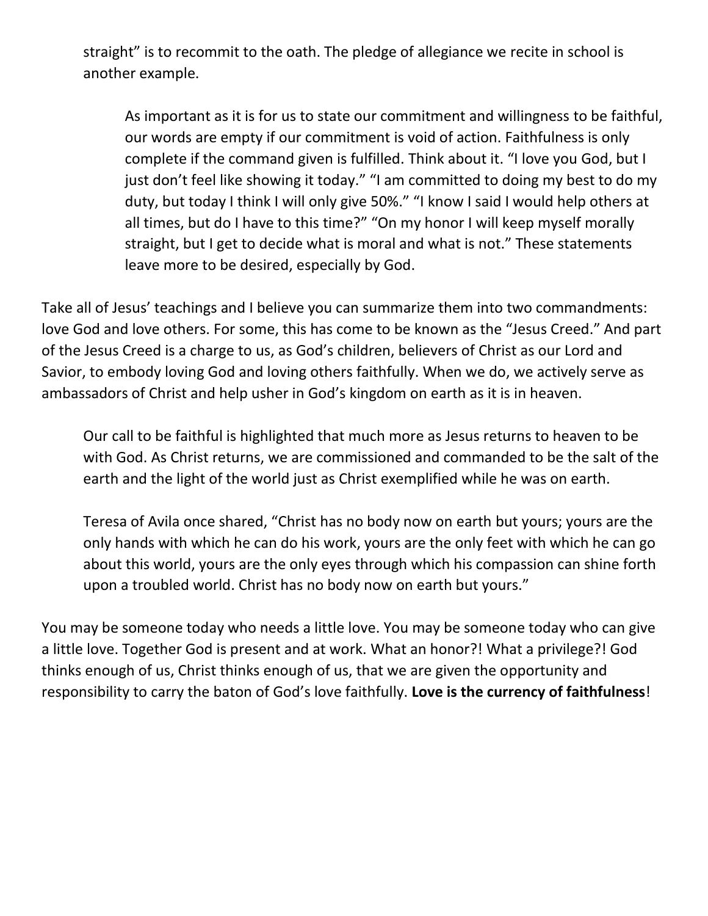straight" is to recommit to the oath. The pledge of allegiance we recite in school is another example.

> As important as it is for us to state our commitment and willingness to be faithful, our words are empty if our commitment is void of action. Faithfulness is only complete if the command given is fulfilled. Think about it. "I love you God, but I just don't feel like showing it today." "I am committed to doing my best to do my duty, but today I think I will only give 50%." "I know I said I would help others at all times, but do I have to this time?" "On my honor I will keep myself morally straight, but I get to decide what is moral and what is not." These statements leave more to be desired, especially by God.

Take all of Jesus' teachings and I believe you can summarize them into two commandments: love God and love others. For some, this has come to be known as the "Jesus Creed." And part of the Jesus Creed is a charge to us, as God's children, believers of Christ as our Lord and Savior, to embody loving God and loving others faithfully. When we do, we actively serve as ambassadors of Christ and help usher in God's kingdom on earth as it is in heaven.

Our call to be faithful is highlighted that much more as Jesus returns to heaven to be with God. As Christ returns, we are commissioned and commanded to be the salt of the earth and the light of the world just as Christ exemplified while he was on earth.

Teresa of Avila once shared, "Christ has no body now on earth but yours; yours are the only hands with which he can do his work, yours are the only feet with which he can go about this world, yours are the only eyes through which his compassion can shine forth upon a troubled world. Christ has no body now on earth but yours."

You may be someone today who needs a little love. You may be someone today who can give a little love. Together God is present and at work. What an honor?! What a privilege?! God thinks enough of us, Christ thinks enough of us, that we are given the opportunity and responsibility to carry the baton of God's love faithfully. **Love is the currency of faithfulness**!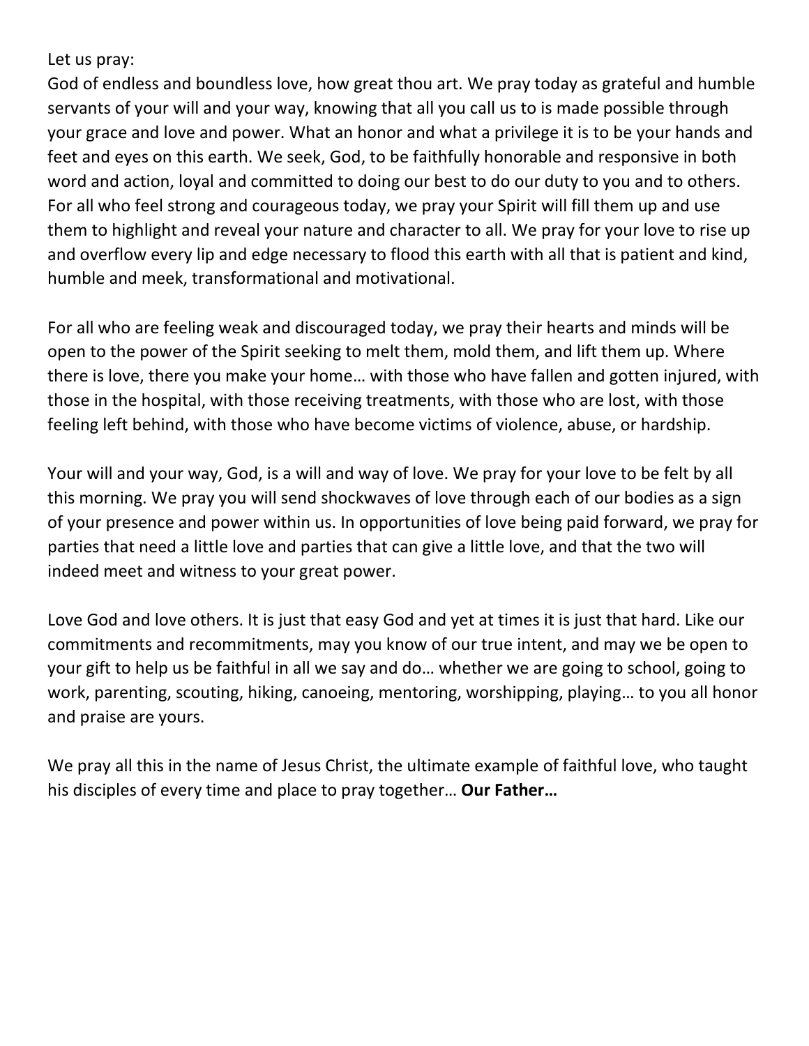Let us pray:
God of endless and boundless love, how great thou art. We pray today as grateful and humble servants of your will and your way, knowing that all you call us to is made possible through your grace and love and power. What an honor and what a privilege it is to be your hands and feet and eyes on this earth. We seek, God, to be faithfully honorable and responsive in both word and action, loyal and committed to doing our best to do our duty to you and to others. For all who feel strong and courageous today, we pray your Spirit will fill them up and use them to highlight and reveal your nature and character to all. We pray for your love to rise up and overflow every lip and edge necessary to flood this earth with all that is patient and kind, humble and meek, transformational and motivational.

For all who are feeling weak and discouraged today, we pray their hearts and minds will be open to the power of the Spirit seeking to melt them, mold them, and lift them up. Where there is love, there you make your home… with those who have fallen and gotten injured, with those in the hospital, with those receiving treatments, with those who are lost, with those feeling left behind, with those who have become victims of violence, abuse, or hardship.

Your will and your way, God, is a will and way of love. We pray for your love to be felt by all this morning. We pray you will send shockwaves of love through each of our bodies as a sign of your presence and power within us. In opportunities of love being paid forward, we pray for parties that need a little love and parties that can give a little love, and that the two will indeed meet and witness to your great power.

Love God and love others. It is just that easy God and yet at times it is just that hard. Like our commitments and recommitments, may you know of our true intent, and may we be open to your gift to help us be faithful in all we say and do… whether we are going to school, going to work, parenting, scouting, hiking, canoeing, mentoring, worshipping, playing… to you all honor and praise are yours.

We pray all this in the name of Jesus Christ, the ultimate example of faithful love, who taught his disciples of every time and place to pray together… **Our Father…**